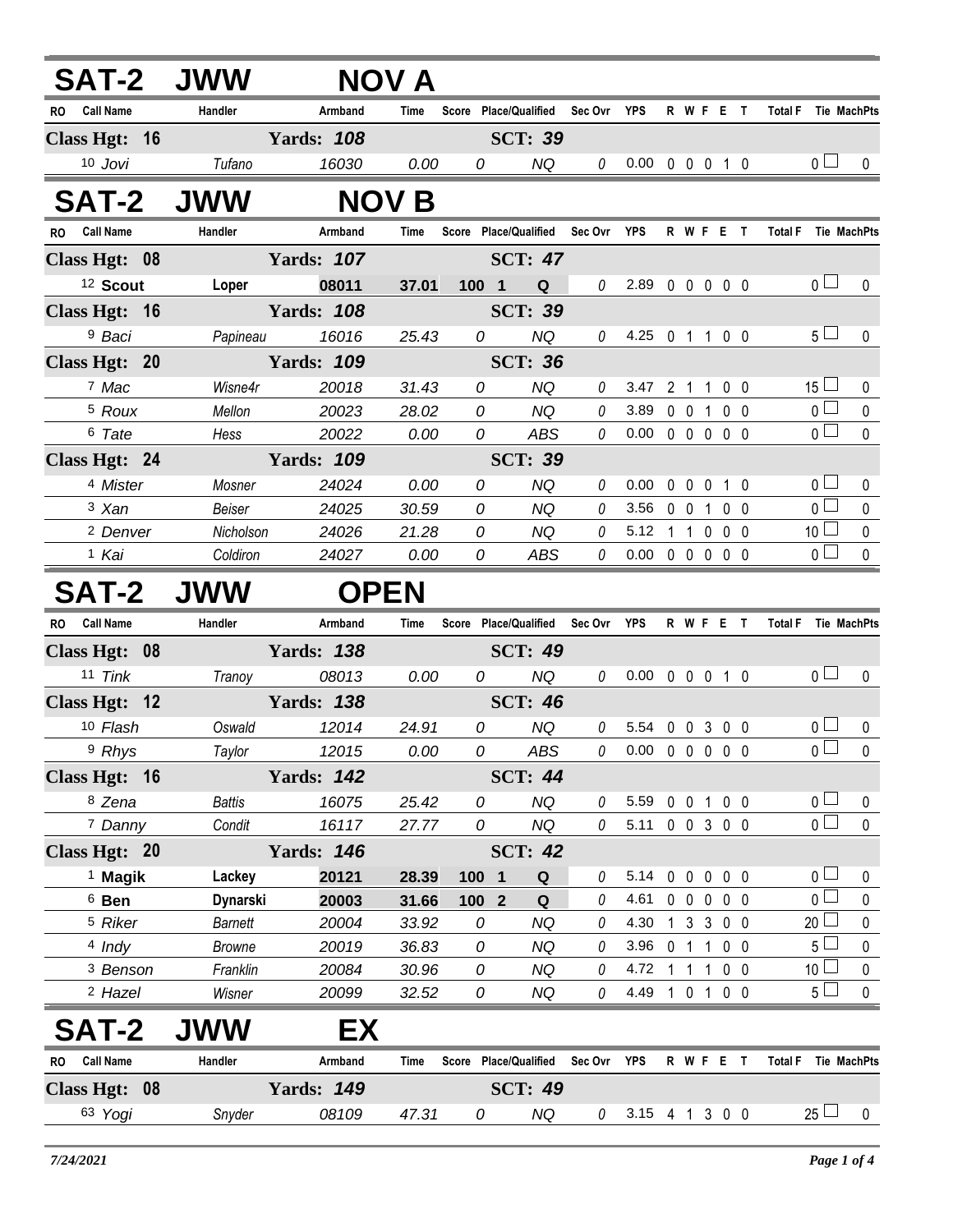## SAT-2 JWW NOV A

| RO | Call Name | Handler | Armband | Time | Score | Place/Qualified | Sec Ovr | YPS | R | W | F | E | T | Total F | Tie | MachPts |
|---|---|---|---|---|---|---|---|---|---|---|---|---|---|---|---|---|
| **Class Hgt: 16** | | **Yards: 108** | | | | **SCT: 39** | | | | | | | | | | |
| 10 | *Jovi* | *Tufano* | *16030* | *0.00* | *0* | *NQ* | *0* | 0.00 | 0 | 0 | 0 | 1 | 0 | 0 | ☐ | 0 |

## SAT-2 JWW NOV B

| RO | Call Name | Handler | Armband | Time | Score | Place/Qualified | Sec Ovr | YPS | R | W | F | E | T | Total F | Tie | MachPts |
|---|---|---|---|---|---|---|---|---|---|---|---|---|---|---|---|---|
| **Class Hgt: 08** | | **Yards: 107** | | | | **SCT: 47** | | | | | | | | | | |
| 12 | **Scout** | **Loper** | **08011** | **37.01** | **100** | **1 Q** | *0* | 2.89 | 0 | 0 | 0 | 0 | 0 | 0 | ☐ | 0 |
| **Class Hgt: 16** | | **Yards: 108** | | | | **SCT: 39** | | | | | | | | | | |
| 9 | *Baci* | *Papineau* | *16016* | *25.43* | *0* | *NQ* | *0* | 4.25 | 0 | 1 | 1 | 0 | 0 | 5 | ☐ | 0 |
| **Class Hgt: 20** | | **Yards: 109** | | | | **SCT: 36** | | | | | | | | | | |
| 7 | *Mac* | *Wisne4r* | *20018* | *31.43* | *0* | *NQ* | *0* | 3.47 | 2 | 1 | 1 | 0 | 0 | 15 | ☐ | 0 |
| 5 | *Roux* | *Mellon* | *20023* | *28.02* | *0* | *NQ* | *0* | 3.89 | 0 | 0 | 1 | 0 | 0 | 0 | ☐ | 0 |
| 6 | *Tate* | *Hess* | *20022* | *0.00* | *0* | *ABS* | *0* | 0.00 | 0 | 0 | 0 | 0 | 0 | 0 | ☐ | 0 |
| **Class Hgt: 24** | | **Yards: 109** | | | | **SCT: 39** | | | | | | | | | | |
| 4 | *Mister* | *Mosner* | *24024* | *0.00* | *0* | *NQ* | *0* | 0.00 | 0 | 0 | 0 | 1 | 0 | 0 | ☐ | 0 |
| 3 | *Xan* | *Beiser* | *24025* | *30.59* | *0* | *NQ* | *0* | 3.56 | 0 | 0 | 1 | 0 | 0 | 0 | ☐ | 0 |
| 2 | *Denver* | *Nicholson* | *24026* | *21.28* | *0* | *NQ* | *0* | 5.12 | 1 | 1 | 0 | 0 | 0 | 10 | ☐ | 0 |
| 1 | *Kai* | *Coldiron* | *24027* | *0.00* | *0* | *ABS* | *0* | 0.00 | 0 | 0 | 0 | 0 | 0 | 0 | ☐ | 0 |

## SAT-2 JWW OPEN

| RO | Call Name | Handler | Armband | Time | Score | Place/Qualified | Sec Ovr | YPS | R | W | F | E | T | Total F | Tie | MachPts |
|---|---|---|---|---|---|---|---|---|---|---|---|---|---|---|---|---|
| **Class Hgt: 08** | | **Yards: 138** | | | | **SCT: 49** | | | | | | | | | | |
| 11 | *Tink* | *Tranoy* | *08013* | *0.00* | *0* | *NQ* | *0* | 0.00 | 0 | 0 | 0 | 1 | 0 | 0 | ☐ | 0 |
| **Class Hgt: 12** | | **Yards: 138** | | | | **SCT: 46** | | | | | | | | | | |
| 10 | *Flash* | *Oswald* | *12014* | *24.91* | *0* | *NQ* | *0* | 5.54 | 0 | 0 | 3 | 0 | 0 | 0 | ☐ | 0 |
| 9 | *Rhys* | *Taylor* | *12015* | *0.00* | *0* | *ABS* | *0* | 0.00 | 0 | 0 | 0 | 0 | 0 | 0 | ☐ | 0 |
| **Class Hgt: 16** | | **Yards: 142** | | | | **SCT: 44** | | | | | | | | | | |
| 8 | *Zena* | *Battis* | *16075* | *25.42* | *0* | *NQ* | *0* | 5.59 | 0 | 0 | 1 | 0 | 0 | 0 | ☐ | 0 |
| 7 | *Danny* | *Condit* | *16117* | *27.77* | *0* | *NQ* | *0* | 5.11 | 0 | 0 | 3 | 0 | 0 | 0 | ☐ | 0 |
| **Class Hgt: 20** | | **Yards: 146** | | | | **SCT: 42** | | | | | | | | | | |
| 1 | **Magik** | **Lackey** | **20121** | **28.39** | **100** | **1 Q** | *0* | 5.14 | 0 | 0 | 0 | 0 | 0 | 0 | ☐ | 0 |
| 6 | **Ben** | **Dynarski** | **20003** | **31.66** | **100** | **2 Q** | *0* | 4.61 | 0 | 0 | 0 | 0 | 0 | 0 | ☐ | 0 |
| 5 | *Riker* | *Barnett* | *20004* | *33.92* | *0* | *NQ* | *0* | 4.30 | 1 | 3 | 3 | 0 | 0 | 20 | ☐ | 0 |
| 4 | *Indy* | *Browne* | *20019* | *36.83* | *0* | *NQ* | *0* | 3.96 | 0 | 1 | 1 | 0 | 0 | 5 | ☐ | 0 |
| 3 | *Benson* | *Franklin* | *20084* | *30.96* | *0* | *NQ* | *0* | 4.72 | 1 | 1 | 1 | 0 | 0 | 10 | ☐ | 0 |
| 2 | *Hazel* | *Wisner* | *20099* | *32.52* | *0* | *NQ* | *0* | 4.49 | 1 | 0 | 1 | 0 | 0 | 5 | ☐ | 0 |

## SAT-2 JWW EX

| RO | Call Name | Handler | Armband | Time | Score | Place/Qualified | Sec Ovr | YPS | R | W | F | E | T | Total F | Tie | MachPts |
|---|---|---|---|---|---|---|---|---|---|---|---|---|---|---|---|---|
| **Class Hgt: 08** | | **Yards: 149** | | | | **SCT: 49** | | | | | | | | | | |
| 63 | *Yogi* | *Snyder* | *08109* | *47.31* | *0* | *NQ* | *0* | 3.15 | 4 | 1 | 3 | 0 | 0 | 25 | ☐ | 0 |

*7/24/2021*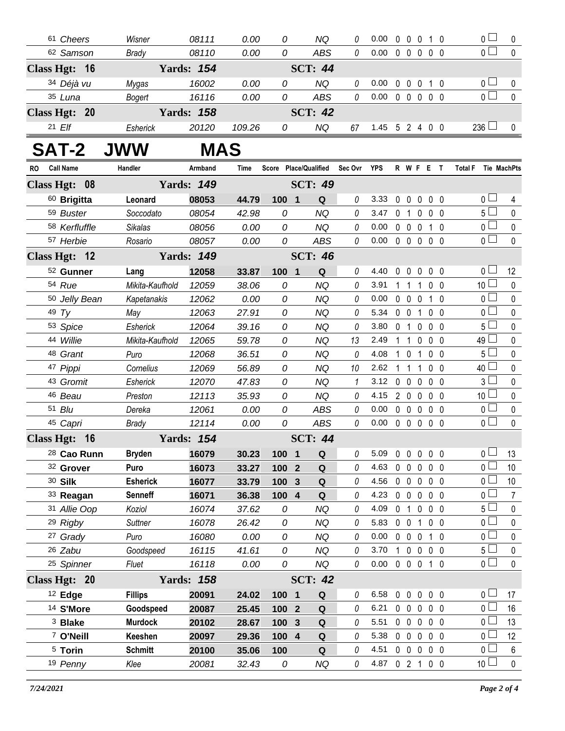| RO | Call Name | Handler | Armband | Time | Score | Place/Qualified | Sec Ovr | YPS | R | W | F | E | T | Total F | Tie | MachPts |
|---|---|---|---|---|---|---|---|---|---|---|---|---|---|---|---|---|
| 61 | *Cheers* | *Wisner* | *08111* | *0.00* | *0* | *NQ* | *0* | 0.00 | 0 | 0 | 0 | 1 | 0 | 0 | | 0 |
| 62 | *Samson* | *Brady* | *08110* | *0.00* | *0* | *ABS* | *0* | 0.00 | 0 | 0 | 0 | 0 | 0 | 0 | | 0 |
| **Class Hgt: 16** | | **Yards: 154** | | | | **SCT: 44** | | | | | | | | | | |
| 34 | *Déjà vu* | *Mygas* | *16002* | *0.00* | *0* | *NQ* | *0* | 0.00 | 0 | 0 | 0 | 1 | 0 | 0 | | 0 |
| 35 | *Luna* | *Bogert* | *16116* | *0.00* | *0* | *ABS* | *0* | 0.00 | 0 | 0 | 0 | 0 | 0 | 0 | | 0 |
| **Class Hgt: 20** | | **Yards: 158** | | | | **SCT: 42** | | | | | | | | | | |
| 21 | *Elf* | *Esherick* | *20120* | *109.26* | *0* | *NQ* | *67* | 1.45 | 5 | 2 | 4 | 0 | 0 | 236 | | 0 |

# SAT-2 JWW MAS

| RO | Call Name | Handler | Armband | Time | Score | Place/Qualified | Sec Ovr | YPS | R | W | F | E | T | Total F | Tie | MachPts |
|---|---|---|---|---|---|---|---|---|---|---|---|---|---|---|---|---|
| **Class Hgt: 08** | | **Yards: 149** | | | | **SCT: 49** | | | | | | | | | | |
| 60 | **Brigitta** | **Leonard** | **08053** | **44.79** | **100 1** | **Q** | *0* | 3.33 | 0 | 0 | 0 | 0 | 0 | 0 | | 4 |
| 59 | *Buster* | *Soccodato* | *08054* | *42.98* | *0* | *NQ* | *0* | 3.47 | 0 | 1 | 0 | 0 | 0 | 5 | | 0 |
| 58 | *Kerfluffle* | *Sikalas* | *08056* | *0.00* | *0* | *NQ* | *0* | 0.00 | 0 | 0 | 0 | 1 | 0 | 0 | | 0 |
| 57 | *Herbie* | *Rosario* | *08057* | *0.00* | *0* | *ABS* | *0* | 0.00 | 0 | 0 | 0 | 0 | 0 | 0 | | 0 |
| **Class Hgt: 12** | | **Yards: 149** | | | | **SCT: 46** | | | | | | | | | | |
| 52 | **Gunner** | **Lang** | **12058** | **33.87** | **100 1** | **Q** | *0* | 4.40 | 0 | 0 | 0 | 0 | 0 | 0 | | 12 |
| 54 | *Rue* | *Mikita-Kaufhold* | *12059* | *38.06* | *0* | *NQ* | *0* | 3.91 | 1 | 1 | 1 | 0 | 0 | 10 | | 0 |
| 50 | *Jelly Bean* | *Kapetanakis* | *12062* | *0.00* | *0* | *NQ* | *0* | 0.00 | 0 | 0 | 0 | 1 | 0 | 0 | | 0 |
| 49 | *Ty* | *May* | *12063* | *27.91* | *0* | *NQ* | *0* | 5.34 | 0 | 0 | 1 | 0 | 0 | 0 | | 0 |
| 53 | *Spice* | *Esherick* | *12064* | *39.16* | *0* | *NQ* | *0* | 3.80 | 0 | 1 | 0 | 0 | 0 | 5 | | 0 |
| 44 | *Willie* | *Mikita-Kaufhold* | *12065* | *59.78* | *0* | *NQ* | *13* | 2.49 | 1 | 1 | 0 | 0 | 0 | 49 | | 0 |
| 48 | *Grant* | *Puro* | *12068* | *36.51* | *0* | *NQ* | *0* | 4.08 | 1 | 0 | 1 | 0 | 0 | 5 | | 0 |
| 47 | *Pippi* | *Cornelius* | *12069* | *56.89* | *0* | *NQ* | *10* | 2.62 | 1 | 1 | 1 | 0 | 0 | 40 | | 0 |
| 43 | *Gromit* | *Esherick* | *12070* | *47.83* | *0* | *NQ* | *1* | 3.12 | 0 | 0 | 0 | 0 | 0 | 3 | | 0 |
| 46 | *Beau* | *Preston* | *12113* | *35.93* | *0* | *NQ* | *0* | 4.15 | 2 | 0 | 0 | 0 | 0 | 10 | | 0 |
| 51 | *Blu* | *Dereka* | *12061* | *0.00* | *0* | *ABS* | *0* | 0.00 | 0 | 0 | 0 | 0 | 0 | 0 | | 0 |
| 45 | *Capri* | *Brady* | *12114* | *0.00* | *0* | *ABS* | *0* | 0.00 | 0 | 0 | 0 | 0 | 0 | 0 | | 0 |
| **Class Hgt: 16** | | **Yards: 154** | | | | **SCT: 44** | | | | | | | | | | |
| 28 | **Cao Runn** | **Bryden** | **16079** | **30.23** | **100 1** | **Q** | *0* | 5.09 | 0 | 0 | 0 | 0 | 0 | 0 | | 13 |
| 32 | **Grover** | **Puro** | **16073** | **33.27** | **100 2** | **Q** | *0* | 4.63 | 0 | 0 | 0 | 0 | 0 | 0 | | 10 |
| 30 | **Silk** | **Esherick** | **16077** | **33.79** | **100 3** | **Q** | *0* | 4.56 | 0 | 0 | 0 | 0 | 0 | 0 | | 10 |
| 33 | **Reagan** | **Senneff** | **16071** | **36.38** | **100 4** | **Q** | *0* | 4.23 | 0 | 0 | 0 | 0 | 0 | 0 | | 7 |
| 31 | *Allie Oop* | *Koziol* | *16074* | *37.62* | *0* | *NQ* | *0* | 4.09 | 0 | 1 | 0 | 0 | 0 | 5 | | 0 |
| 29 | *Rigby* | *Suttner* | *16078* | *26.42* | *0* | *NQ* | *0* | 5.83 | 0 | 0 | 1 | 0 | 0 | 0 | | 0 |
| 27 | *Grady* | *Puro* | *16080* | *0.00* | *0* | *NQ* | *0* | 0.00 | 0 | 0 | 0 | 1 | 0 | 0 | | 0 |
| 26 | *Zabu* | *Goodspeed* | *16115* | *41.61* | *0* | *NQ* | *0* | 3.70 | 1 | 0 | 0 | 0 | 0 | 5 | | 0 |
| 25 | *Spinner* | *Fluet* | *16118* | *0.00* | *0* | *NQ* | *0* | 0.00 | 0 | 0 | 0 | 1 | 0 | 0 | | 0 |
| **Class Hgt: 20** | | **Yards: 158** | | | | **SCT: 42** | | | | | | | | | | |
| 12 | **Edge** | **Fillips** | **20091** | **24.02** | **100 1** | **Q** | *0* | 6.58 | 0 | 0 | 0 | 0 | 0 | 0 | | 17 |
| 14 | **S'More** | **Goodspeed** | **20087** | **25.45** | **100 2** | **Q** | *0* | 6.21 | 0 | 0 | 0 | 0 | 0 | 0 | | 16 |
| 3 | **Blake** | **Murdock** | **20102** | **28.67** | **100 3** | **Q** | *0* | 5.51 | 0 | 0 | 0 | 0 | 0 | 0 | | 13 |
| 7 | **O'Neill** | **Keeshen** | **20097** | **29.36** | **100 4** | **Q** | *0* | 5.38 | 0 | 0 | 0 | 0 | 0 | 0 | | 12 |
| 5 | **Torin** | **Schmitt** | **20100** | **35.06** | **100** | **Q** | *0* | 4.51 | 0 | 0 | 0 | 0 | 0 | 0 | | 6 |
| 19 | *Penny* | *Klee* | *20081* | *32.43* | *0* | *NQ* | *0* | 4.87 | 0 | 2 | 1 | 0 | 0 | 10 | | 0 |

*7/24/2021*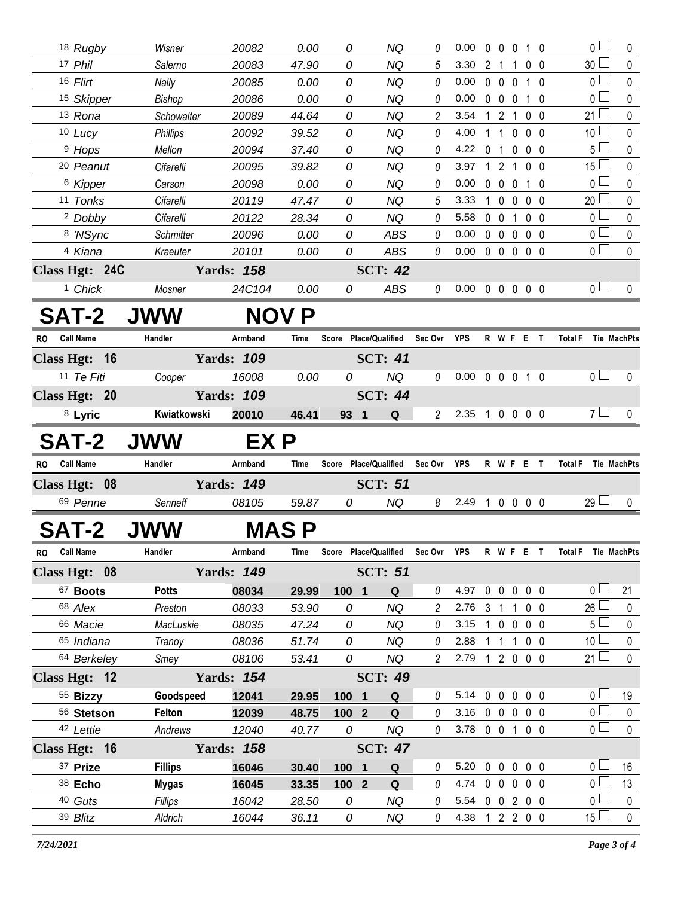| RO | Call Name | Handler | Armband | Time | Score | Place/Qualified | Sec Ovr | YPS | R | W | F | E | T | Total F | Tie | MachPts |
|---|---|---|---|---|---|---|---|---|---|---|---|---|---|---|---|---|
| 18 | *Rugby* | *Wisner* | *20082* | *0.00* | *0* | *NQ* | *0* | 0.00 | 0 | 0 | 0 | 1 | 0 | 0 | | 0 |
| 17 | *Phil* | *Salerno* | *20083* | *47.90* | *0* | *NQ* | *5* | 3.30 | 2 | 1 | 1 | 0 | 0 | 30 | | 0 |
| 16 | *Flirt* | *Nally* | *20085* | *0.00* | *0* | *NQ* | *0* | 0.00 | 0 | 0 | 0 | 1 | 0 | 0 | | 0 |
| 15 | *Skipper* | *Bishop* | *20086* | *0.00* | *0* | *NQ* | *0* | 0.00 | 0 | 0 | 0 | 1 | 0 | 0 | | 0 |
| 13 | *Rona* | *Schowalter* | *20089* | *44.64* | *0* | *NQ* | *2* | 3.54 | 1 | 2 | 1 | 0 | 0 | 21 | | 0 |
| 10 | *Lucy* | *Phillips* | *20092* | *39.52* | *0* | *NQ* | *0* | 4.00 | 1 | 1 | 0 | 0 | 0 | 10 | | 0 |
| 9 | *Hops* | *Mellon* | *20094* | *37.40* | *0* | *NQ* | *0* | 4.22 | 0 | 1 | 0 | 0 | 0 | 5 | | 0 |
| 20 | *Peanut* | *Cifarelli* | *20095* | *39.82* | *0* | *NQ* | *0* | 3.97 | 1 | 2 | 1 | 0 | 0 | 15 | | 0 |
| 6 | *Kipper* | *Carson* | *20098* | *0.00* | *0* | *NQ* | *0* | 0.00 | 0 | 0 | 0 | 1 | 0 | 0 | | 0 |
| 11 | *Tonks* | *Cifarelli* | *20119* | *47.47* | *0* | *NQ* | *5* | 3.33 | 1 | 0 | 0 | 0 | 0 | 20 | | 0 |
| 2 | *Dobby* | *Cifarelli* | *20122* | *28.34* | *0* | *NQ* | *0* | 5.58 | 0 | 0 | 1 | 0 | 0 | 0 | | 0 |
| 8 | *'NSync* | *Schmitter* | *20096* | *0.00* | *0* | *ABS* | *0* | 0.00 | 0 | 0 | 0 | 0 | 0 | 0 | | 0 |
| 4 | *Kiana* | *Kraeuter* | *20101* | *0.00* | *0* | *ABS* | *0* | 0.00 | 0 | 0 | 0 | 0 | 0 | 0 | | 0 |
| **Class Hgt: 24C** | | **Yards: 158** | | | | **SCT: 42** | | | | | | | | | | |
| 1 | *Chick* | *Mosner* | *24C104* | *0.00* | *0* | *ABS* | *0* | 0.00 | 0 | 0 | 0 | 0 | 0 | 0 | | 0 |

# SAT-2 JWW NOV P

| RO | Call Name | Handler | Armband | Time | Score | Place/Qualified | Sec Ovr | YPS | R | W | F | E | T | Total F | Tie | MachPts |
|---|---|---|---|---|---|---|---|---|---|---|---|---|---|---|---|---|
| **Class Hgt: 16** | | **Yards: 109** | | | | **SCT: 41** | | | | | | | | | | |
| 11 | *Te Fiti* | *Cooper* | *16008* | *0.00* | *0* | *NQ* | *0* | 0.00 | 0 | 0 | 0 | 1 | 0 | 0 | | 0 |
| **Class Hgt: 20** | | **Yards: 109** | | | | **SCT: 44** | | | | | | | | | | |
| 8 | **Lyric** | **Kwiatkowski** | **20010** | **46.41** | **93** | **1 Q** | *2* | 2.35 | 1 | 0 | 0 | 0 | 0 | 7 | | 0 |

# SAT-2 JWW EX P

| RO | Call Name | Handler | Armband | Time | Score | Place/Qualified | Sec Ovr | YPS | R | W | F | E | T | Total F | Tie | MachPts |
|---|---|---|---|---|---|---|---|---|---|---|---|---|---|---|---|---|
| **Class Hgt: 08** | | **Yards: 149** | | | | **SCT: 51** | | | | | | | | | | |
| 69 | *Penne* | *Senneff* | *08105* | *59.87* | *0* | *NQ* | *8* | 2.49 | 1 | 0 | 0 | 0 | 0 | 29 | | 0 |

# SAT-2 JWW MAS P

| RO | Call Name | Handler | Armband | Time | Score | Place/Qualified | Sec Ovr | YPS | R | W | F | E | T | Total F | Tie | MachPts |
|---|---|---|---|---|---|---|---|---|---|---|---|---|---|---|---|---|
| **Class Hgt: 08** | | **Yards: 149** | | | | **SCT: 51** | | | | | | | | | | |
| 67 | **Boots** | **Potts** | **08034** | **29.99** | **100** | **1 Q** | *0* | 4.97 | 0 | 0 | 0 | 0 | 0 | 0 | | 21 |
| 68 | *Alex* | *Preston* | *08033* | *53.90* | *0* | *NQ* | *2* | 2.76 | 3 | 1 | 1 | 0 | 0 | 26 | | 0 |
| 66 | *Macie* | *MacLuskie* | *08035* | *47.24* | *0* | *NQ* | *0* | 3.15 | 1 | 0 | 0 | 0 | 0 | 5 | | 0 |
| 65 | *Indiana* | *Tranoy* | *08036* | *51.74* | *0* | *NQ* | *0* | 2.88 | 1 | 1 | 1 | 0 | 0 | 10 | | 0 |
| 64 | *Berkeley* | *Smey* | *08106* | *53.41* | *0* | *NQ* | *2* | 2.79 | 1 | 2 | 0 | 0 | 0 | 21 | | 0 |
| **Class Hgt: 12** | | **Yards: 154** | | | | **SCT: 49** | | | | | | | | | | |
| 55 | **Bizzy** | **Goodspeed** | **12041** | **29.95** | **100** | **1 Q** | *0* | 5.14 | 0 | 0 | 0 | 0 | 0 | 0 | | 19 |
| 56 | **Stetson** | **Felton** | **12039** | **48.75** | **100** | **2 Q** | *0* | 3.16 | 0 | 0 | 0 | 0 | 0 | 0 | | 0 |
| 42 | *Lettie* | *Andrews* | *12040* | *40.77* | *0* | *NQ* | *0* | 3.78 | 0 | 0 | 1 | 0 | 0 | 0 | | 0 |
| **Class Hgt: 16** | | **Yards: 158** | | | | **SCT: 47** | | | | | | | | | | |
| 37 | **Prize** | **Fillips** | **16046** | **30.40** | **100** | **1 Q** | *0* | 5.20 | 0 | 0 | 0 | 0 | 0 | 0 | | 16 |
| 38 | **Echo** | **Mygas** | **16045** | **33.35** | **100** | **2 Q** | *0* | 4.74 | 0 | 0 | 0 | 0 | 0 | 0 | | 13 |
| 40 | *Guts* | *Fillips* | *16042* | *28.50* | *0* | *NQ* | *0* | 5.54 | 0 | 0 | 2 | 0 | 0 | 0 | | 0 |
| 39 | *Blitz* | *Aldrich* | *16044* | *36.11* | *0* | *NQ* | *0* | 4.38 | 1 | 2 | 2 | 0 | 0 | 15 | | 0 |

*7/24/2021*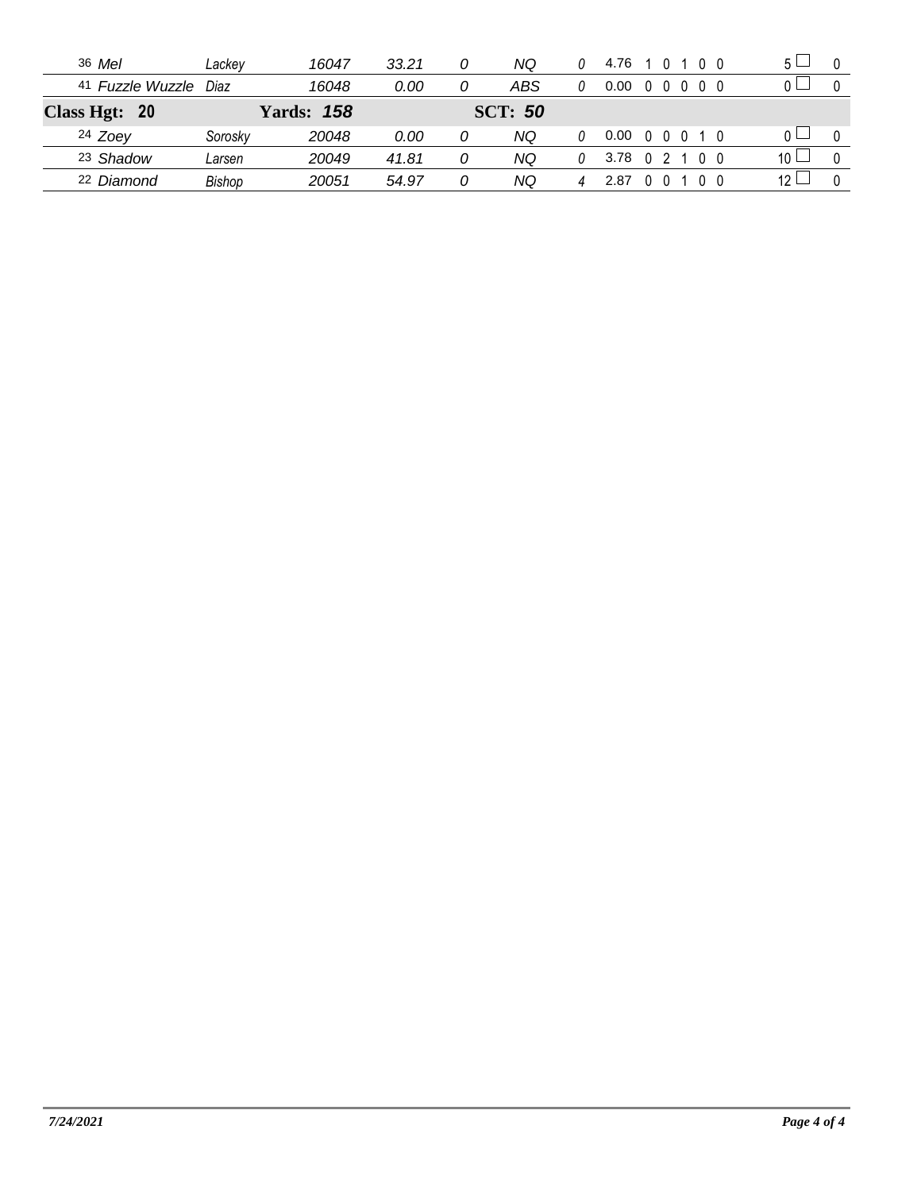| | | | | | | | | | | |
|---|---|---|---|---|---|---|---|---|---|---|
| 36 *Mel* | *Lackey* | *16047* | *33.21* | *0* | *NQ* | *0* | 4.76 | 1 0 1 0 0 | 5 ☐ | 0 |
| 41 *Fuzzle Wuzzle* | *Diaz* | *16048* | *0.00* | *0* | *ABS* | *0* | 0.00 | 0 0 0 0 0 | 0 ☐ | 0 |
| **Class Hgt: 20** | | **Yards: *158*** | | | **SCT: *50*** | | | | | |
| 24 *Zoey* | *Sorosky* | *20048* | *0.00* | *0* | *NQ* | *0* | 0.00 | 0 0 0 1 0 | 0 ☐ | 0 |
| 23 *Shadow* | *Larsen* | *20049* | *41.81* | *0* | *NQ* | *0* | 3.78 | 0 2 1 0 0 | 10 ☐ | 0 |
| 22 *Diamond* | *Bishop* | *20051* | *54.97* | *0* | *NQ* | *4* | 2.87 | 0 0 1 0 0 | 12 ☐ | 0 |

*7/24/2021*